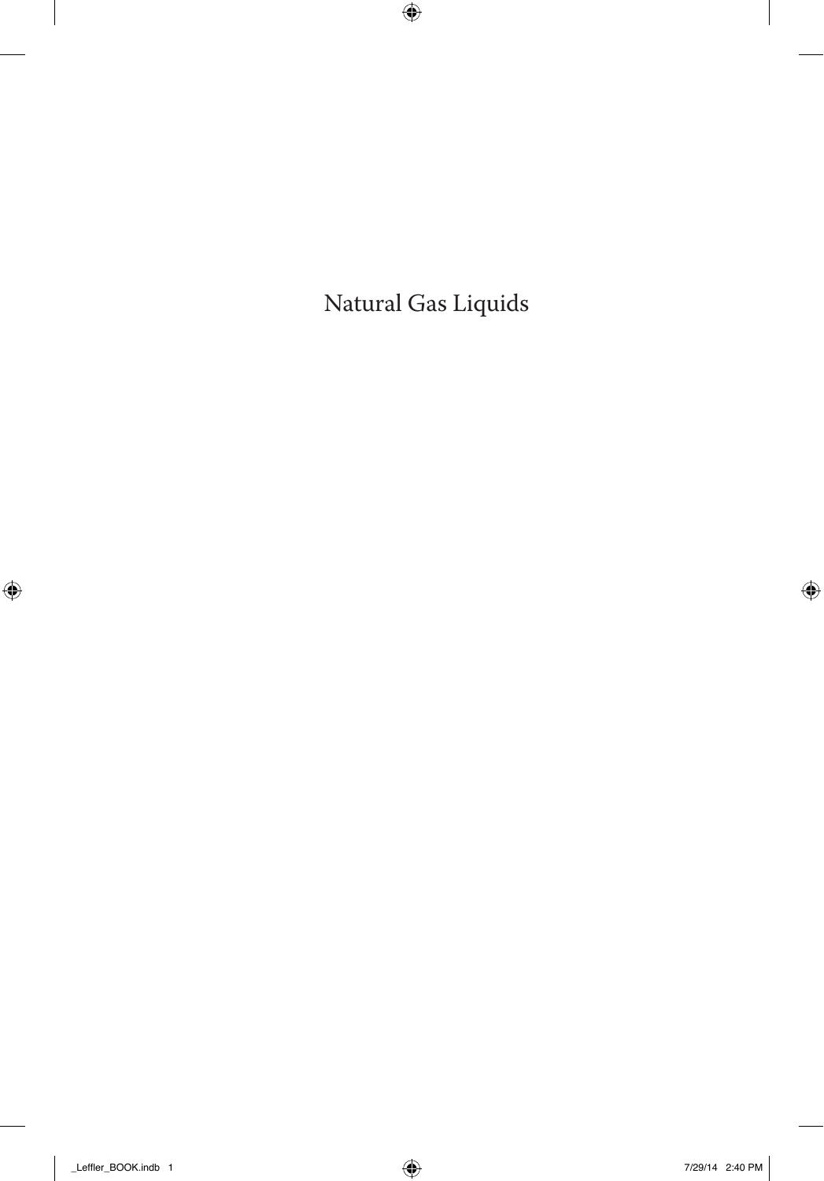# Natural Gas Liquids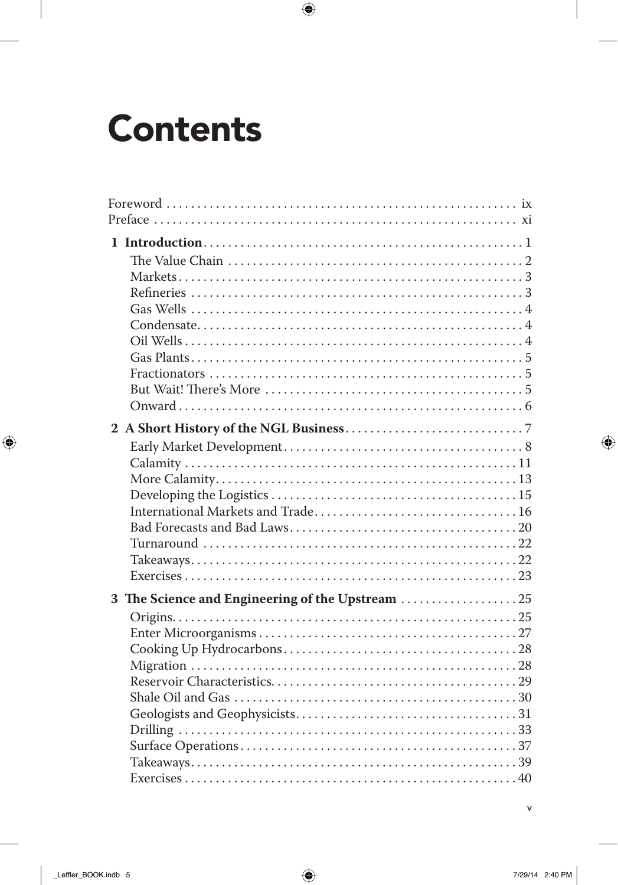# Contents

Foreword ix
Preface xi

**1 Introduction** 1

- The Value Chain 2
- Markets 3
- Refineries 3
- Gas Wells 4
- Condensate 4
- Oil Wells 4
- Gas Plants 5
- Fractionators 5
- But Wait! There's More 5
- Onward 6

**2 A Short History of the NGL Business** 7

- Early Market Development 8
- Calamity 11
- More Calamity 13
- Developing the Logistics 15
- International Markets and Trade 16
- Bad Forecasts and Bad Laws 20
- Turnaround 22
- Takeaways 22
- Exercises 23

**3 The Science and Engineering of the Upstream** 25

- Origins 25
- Enter Microorganisms 27
- Cooking Up Hydrocarbons 28
- Migration 28
- Reservoir Characteristics 29
- Shale Oil and Gas 30
- Geologists and Geophysicists 31
- Drilling 33
- Surface Operations 37
- Takeaways 39
- Exercises 40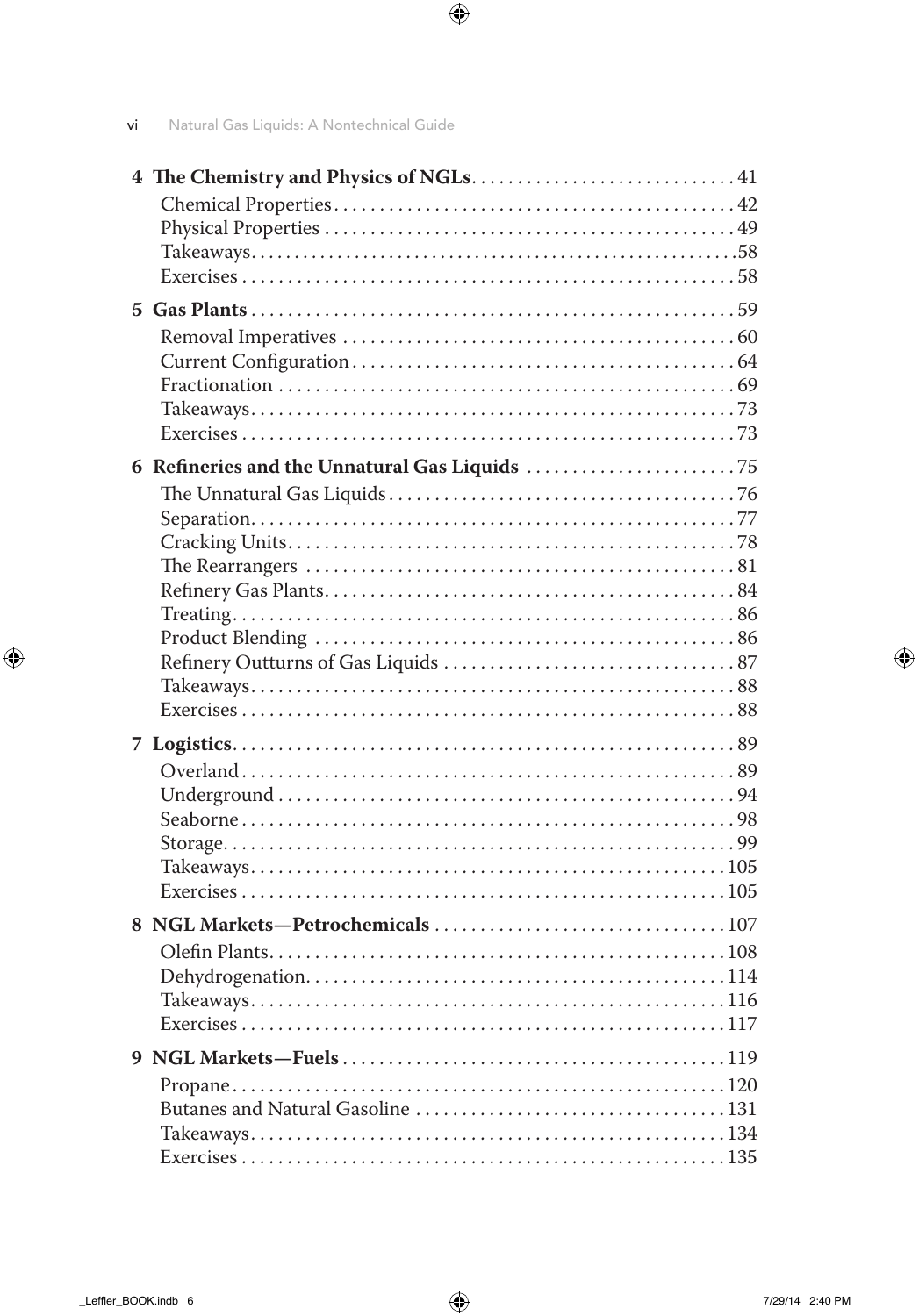**4 The Chemistry and Physics of NGLs** . . . . . . . . . . . . . . . . . . . . . . . . . . . . 41

Chemical Properties . . . . . . . . . . . . . . . . . . . . . . . . . . . . . . . . . . . . . . . . . . 42
Physical Properties . . . . . . . . . . . . . . . . . . . . . . . . . . . . . . . . . . . . . . . . . . 49
Takeaways . . . . . . . . . . . . . . . . . . . . . . . . . . . . . . . . . . . . . . . . . . . . . . . . 58
Exercises . . . . . . . . . . . . . . . . . . . . . . . . . . . . . . . . . . . . . . . . . . . . . . . . . 58

**5 Gas Plants** . . . . . . . . . . . . . . . . . . . . . . . . . . . . . . . . . . . . . . . . . . . . . . . . 59

Removal Imperatives . . . . . . . . . . . . . . . . . . . . . . . . . . . . . . . . . . . . . . . . . 60
Current Configuration . . . . . . . . . . . . . . . . . . . . . . . . . . . . . . . . . . . . . . . . 64
Fractionation . . . . . . . . . . . . . . . . . . . . . . . . . . . . . . . . . . . . . . . . . . . . . . . 69
Takeaways . . . . . . . . . . . . . . . . . . . . . . . . . . . . . . . . . . . . . . . . . . . . . . . . 73
Exercises . . . . . . . . . . . . . . . . . . . . . . . . . . . . . . . . . . . . . . . . . . . . . . . . . 73

**6 Refineries and the Unnatural Gas Liquids** . . . . . . . . . . . . . . . . . . . . . . . 75

The Unnatural Gas Liquids . . . . . . . . . . . . . . . . . . . . . . . . . . . . . . . . . . . . 76
Separation . . . . . . . . . . . . . . . . . . . . . . . . . . . . . . . . . . . . . . . . . . . . . . . . 77
Cracking Units . . . . . . . . . . . . . . . . . . . . . . . . . . . . . . . . . . . . . . . . . . . . . 78
The Rearrangers . . . . . . . . . . . . . . . . . . . . . . . . . . . . . . . . . . . . . . . . . . . . 81
Refinery Gas Plants . . . . . . . . . . . . . . . . . . . . . . . . . . . . . . . . . . . . . . . . . . 84
Treating . . . . . . . . . . . . . . . . . . . . . . . . . . . . . . . . . . . . . . . . . . . . . . . . . . 86
Product Blending . . . . . . . . . . . . . . . . . . . . . . . . . . . . . . . . . . . . . . . . . . . 86
Refinery Outturns of Gas Liquids . . . . . . . . . . . . . . . . . . . . . . . . . . . . . . . 87
Takeaways . . . . . . . . . . . . . . . . . . . . . . . . . . . . . . . . . . . . . . . . . . . . . . . . 88
Exercises . . . . . . . . . . . . . . . . . . . . . . . . . . . . . . . . . . . . . . . . . . . . . . . . . 88

**7 Logistics** . . . . . . . . . . . . . . . . . . . . . . . . . . . . . . . . . . . . . . . . . . . . . . . . . . 89

Overland . . . . . . . . . . . . . . . . . . . . . . . . . . . . . . . . . . . . . . . . . . . . . . . . . 89
Underground . . . . . . . . . . . . . . . . . . . . . . . . . . . . . . . . . . . . . . . . . . . . . . 94
Seaborne . . . . . . . . . . . . . . . . . . . . . . . . . . . . . . . . . . . . . . . . . . . . . . . . . 98
Storage . . . . . . . . . . . . . . . . . . . . . . . . . . . . . . . . . . . . . . . . . . . . . . . . . . 99
Takeaways . . . . . . . . . . . . . . . . . . . . . . . . . . . . . . . . . . . . . . . . . . . . . . . . 105
Exercises . . . . . . . . . . . . . . . . . . . . . . . . . . . . . . . . . . . . . . . . . . . . . . . . . 105

**8 NGL Markets—Petrochemicals** . . . . . . . . . . . . . . . . . . . . . . . . . . . . . . . 107

Olefin Plants . . . . . . . . . . . . . . . . . . . . . . . . . . . . . . . . . . . . . . . . . . . . . . 108
Dehydrogenation . . . . . . . . . . . . . . . . . . . . . . . . . . . . . . . . . . . . . . . . . . . 114
Takeaways . . . . . . . . . . . . . . . . . . . . . . . . . . . . . . . . . . . . . . . . . . . . . . . . 116
Exercises . . . . . . . . . . . . . . . . . . . . . . . . . . . . . . . . . . . . . . . . . . . . . . . . . 117

**9 NGL Markets—Fuels** . . . . . . . . . . . . . . . . . . . . . . . . . . . . . . . . . . . . . . . . 119

Propane . . . . . . . . . . . . . . . . . . . . . . . . . . . . . . . . . . . . . . . . . . . . . . . . . . 120
Butanes and Natural Gasoline . . . . . . . . . . . . . . . . . . . . . . . . . . . . . . . . . 131
Takeaways . . . . . . . . . . . . . . . . . . . . . . . . . . . . . . . . . . . . . . . . . . . . . . . . 134
Exercises . . . . . . . . . . . . . . . . . . . . . . . . . . . . . . . . . . . . . . . . . . . . . . . . . 135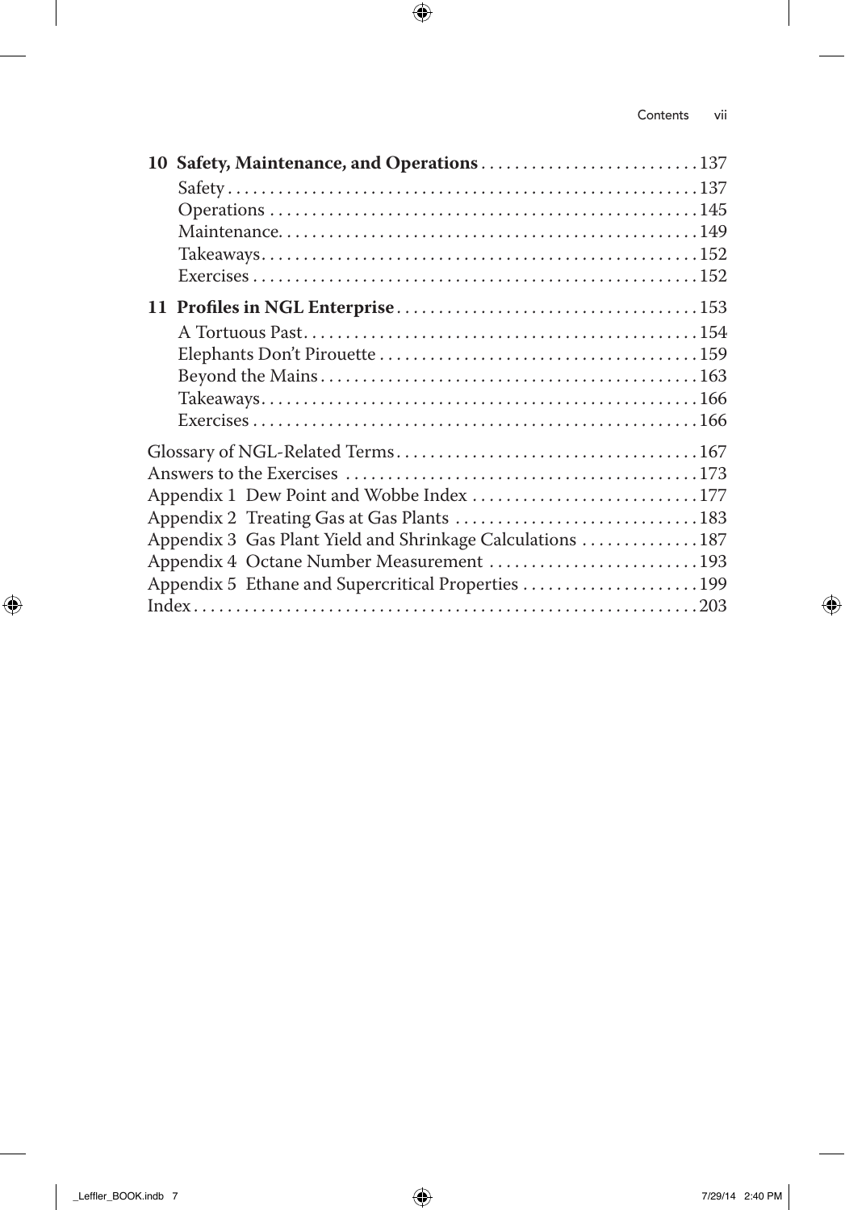**10 Safety, Maintenance, and Operations** . . . . . . . . . . . . . . . . . . . . . . . . . . 137

- Safety . . . . . . . . . . . . . . . . . . . . . . . . . . . . . . . . . . . . . . . . . . . . . . . . . . . . . . . 137
- Operations . . . . . . . . . . . . . . . . . . . . . . . . . . . . . . . . . . . . . . . . . . . . . . . . . . . 145
- Maintenance. . . . . . . . . . . . . . . . . . . . . . . . . . . . . . . . . . . . . . . . . . . . . . . . . . 149
- Takeaways. . . . . . . . . . . . . . . . . . . . . . . . . . . . . . . . . . . . . . . . . . . . . . . . . . . . 152
- Exercises . . . . . . . . . . . . . . . . . . . . . . . . . . . . . . . . . . . . . . . . . . . . . . . . . . . . 152

**11 Profiles in NGL Enterprise** . . . . . . . . . . . . . . . . . . . . . . . . . . . . . . . . . . . 153

- A Tortuous Past. . . . . . . . . . . . . . . . . . . . . . . . . . . . . . . . . . . . . . . . . . . . . . . 154
- Elephants Don't Pirouette . . . . . . . . . . . . . . . . . . . . . . . . . . . . . . . . . . . . . . 159
- Beyond the Mains . . . . . . . . . . . . . . . . . . . . . . . . . . . . . . . . . . . . . . . . . . . . . 163
- Takeaways. . . . . . . . . . . . . . . . . . . . . . . . . . . . . . . . . . . . . . . . . . . . . . . . . . . . 166
- Exercises . . . . . . . . . . . . . . . . . . . . . . . . . . . . . . . . . . . . . . . . . . . . . . . . . . . . 166

Glossary of NGL-Related Terms . . . . . . . . . . . . . . . . . . . . . . . . . . . . . . . . . . . . 167

Answers to the Exercises . . . . . . . . . . . . . . . . . . . . . . . . . . . . . . . . . . . . . . . . . 173

Appendix 1 Dew Point and Wobbe Index . . . . . . . . . . . . . . . . . . . . . . . . . . . 177

Appendix 2 Treating Gas at Gas Plants . . . . . . . . . . . . . . . . . . . . . . . . . . . . . 183

Appendix 3 Gas Plant Yield and Shrinkage Calculations . . . . . . . . . . . . . . 187

Appendix 4 Octane Number Measurement . . . . . . . . . . . . . . . . . . . . . . . . . 193

Appendix 5 Ethane and Supercritical Properties . . . . . . . . . . . . . . . . . . . . . 199

Index . . . . . . . . . . . . . . . . . . . . . . . . . . . . . . . . . . . . . . . . . . . . . . . . . . . . . . . . . . . 203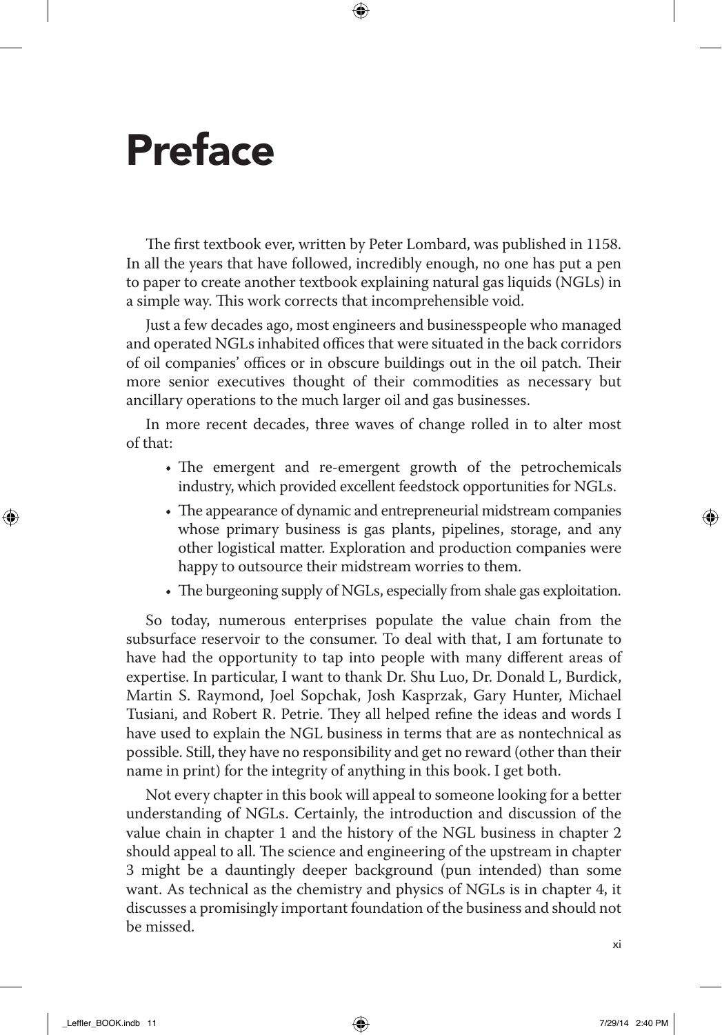# Preface

The first textbook ever, written by Peter Lombard, was published in 1158. In all the years that have followed, incredibly enough, no one has put a pen to paper to create another textbook explaining natural gas liquids (NGLs) in a simple way. This work corrects that incomprehensible void.

Just a few decades ago, most engineers and businesspeople who managed and operated NGLs inhabited offices that were situated in the back corridors of oil companies' offices or in obscure buildings out in the oil patch. Their more senior executives thought of their commodities as necessary but ancillary operations to the much larger oil and gas businesses.

In more recent decades, three waves of change rolled in to alter most of that:

- The emergent and re-emergent growth of the petrochemicals industry, which provided excellent feedstock opportunities for NGLs.
- The appearance of dynamic and entrepreneurial midstream companies whose primary business is gas plants, pipelines, storage, and any other logistical matter. Exploration and production companies were happy to outsource their midstream worries to them.
- The burgeoning supply of NGLs, especially from shale gas exploitation.

So today, numerous enterprises populate the value chain from the subsurface reservoir to the consumer. To deal with that, I am fortunate to have had the opportunity to tap into people with many different areas of expertise. In particular, I want to thank Dr. Shu Luo, Dr. Donald L, Burdick, Martin S. Raymond, Joel Sopchak, Josh Kasprzak, Gary Hunter, Michael Tusiani, and Robert R. Petrie. They all helped refine the ideas and words I have used to explain the NGL business in terms that are as nontechnical as possible. Still, they have no responsibility and get no reward (other than their name in print) for the integrity of anything in this book. I get both.

Not every chapter in this book will appeal to someone looking for a better understanding of NGLs. Certainly, the introduction and discussion of the value chain in chapter 1 and the history of the NGL business in chapter 2 should appeal to all. The science and engineering of the upstream in chapter 3 might be a dauntingly deeper background (pun intended) than some want. As technical as the chemistry and physics of NGLs is in chapter 4, it discusses a promisingly important foundation of the business and should not be missed.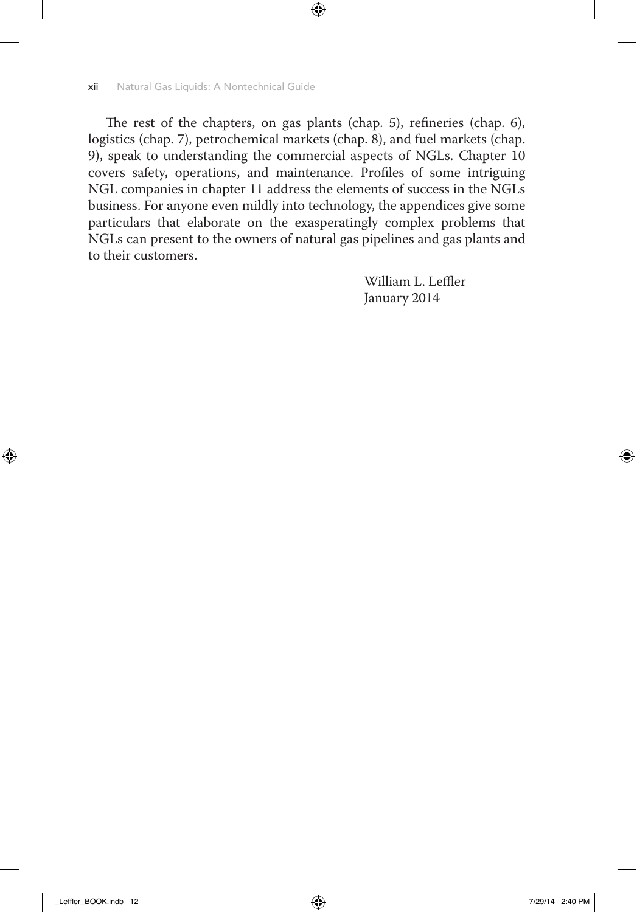The rest of the chapters, on gas plants (chap. 5), refineries (chap. 6), logistics (chap. 7), petrochemical markets (chap. 8), and fuel markets (chap. 9), speak to understanding the commercial aspects of NGLs. Chapter 10 covers safety, operations, and maintenance. Profiles of some intriguing NGL companies in chapter 11 address the elements of success in the NGLs business. For anyone even mildly into technology, the appendices give some particulars that elaborate on the exasperatingly complex problems that NGLs can present to the owners of natural gas pipelines and gas plants and to their customers.

William L. Leffler
January 2014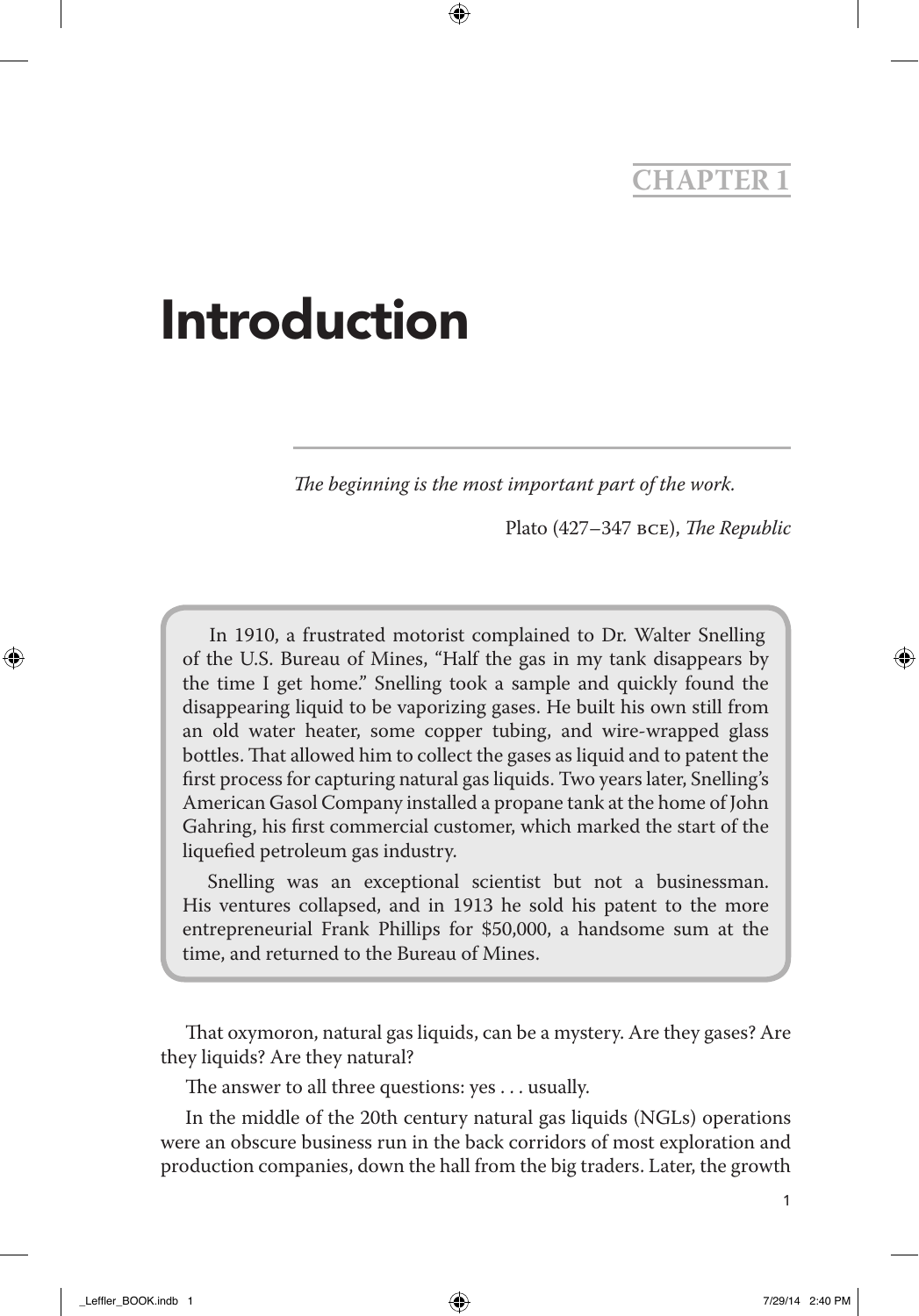CHAPTER 1

# Introduction

*The beginning is the most important part of the work.*

Plato (427–347 BCE), *The Republic*

> In 1910, a frustrated motorist complained to Dr. Walter Snelling of the U.S. Bureau of Mines, "Half the gas in my tank disappears by the time I get home." Snelling took a sample and quickly found the disappearing liquid to be vaporizing gases. He built his own still from an old water heater, some copper tubing, and wire-wrapped glass bottles. That allowed him to collect the gases as liquid and to patent the first process for capturing natural gas liquids. Two years later, Snelling's American Gasol Company installed a propane tank at the home of John Gahring, his first commercial customer, which marked the start of the liquefied petroleum gas industry.
>
> Snelling was an exceptional scientist but not a businessman. His ventures collapsed, and in 1913 he sold his patent to the more entrepreneurial Frank Phillips for $50,000, a handsome sum at the time, and returned to the Bureau of Mines.

That oxymoron, natural gas liquids, can be a mystery. Are they gases? Are they liquids? Are they natural?

The answer to all three questions: yes . . . usually.

In the middle of the 20th century natural gas liquids (NGLs) operations were an obscure business run in the back corridors of most exploration and production companies, down the hall from the big traders. Later, the growth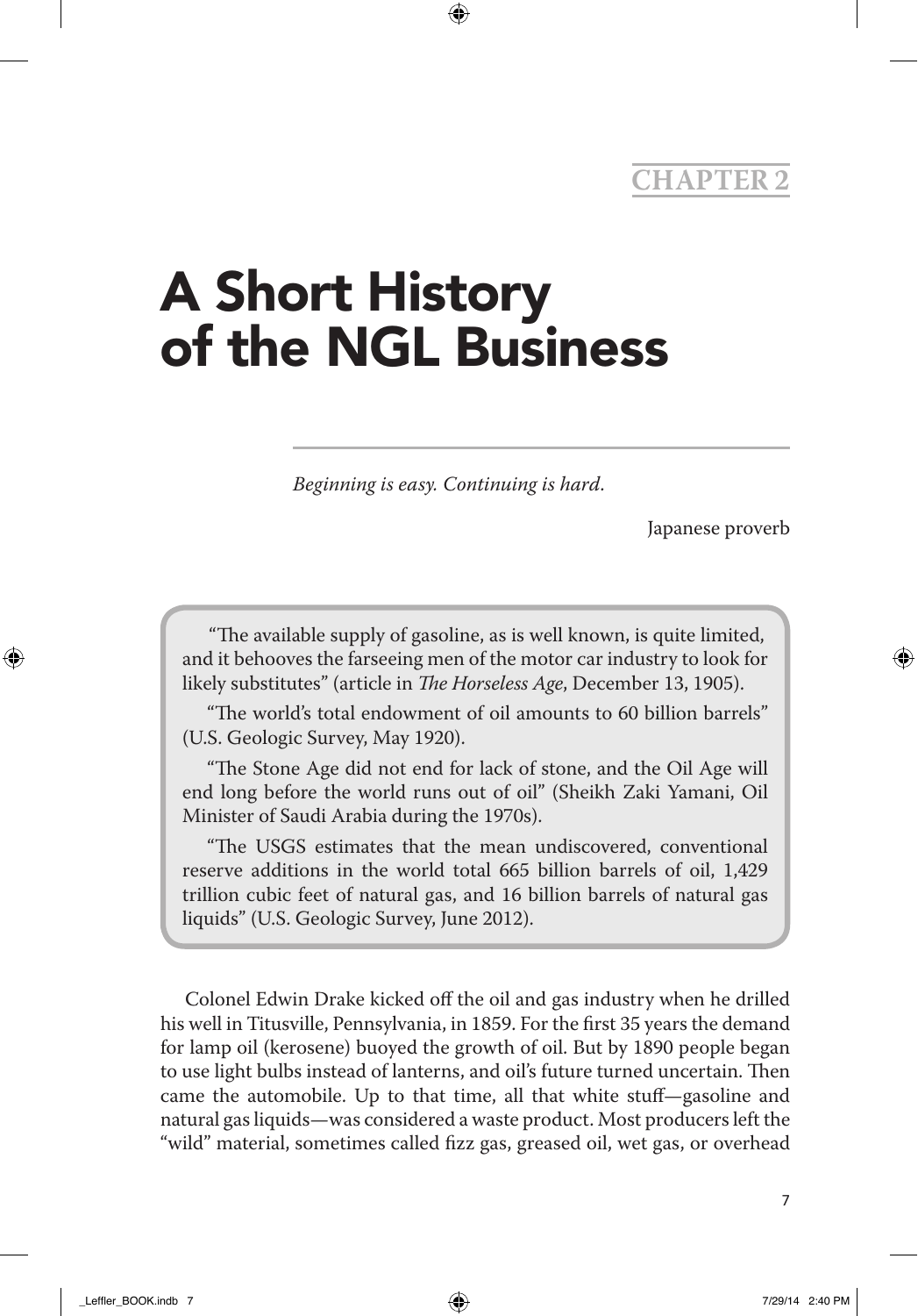**CHAPTER 2**

# A Short History of the NGL Business

*Beginning is easy. Continuing is hard.*

Japanese proverb

> "The available supply of gasoline, as is well known, is quite limited, and it behooves the farseeing men of the motor car industry to look for likely substitutes" (article in *The Horseless Age*, December 13, 1905).
>
> "The world's total endowment of oil amounts to 60 billion barrels" (U.S. Geologic Survey, May 1920).
>
> "The Stone Age did not end for lack of stone, and the Oil Age will end long before the world runs out of oil" (Sheikh Zaki Yamani, Oil Minister of Saudi Arabia during the 1970s).
>
> "The USGS estimates that the mean undiscovered, conventional reserve additions in the world total 665 billion barrels of oil, 1,429 trillion cubic feet of natural gas, and 16 billion barrels of natural gas liquids" (U.S. Geologic Survey, June 2012).

Colonel Edwin Drake kicked off the oil and gas industry when he drilled his well in Titusville, Pennsylvania, in 1859. For the first 35 years the demand for lamp oil (kerosene) buoyed the growth of oil. But by 1890 people began to use light bulbs instead of lanterns, and oil's future turned uncertain. Then came the automobile. Up to that time, all that white stuff—gasoline and natural gas liquids—was considered a waste product. Most producers left the "wild" material, sometimes called fizz gas, greased oil, wet gas, or overhead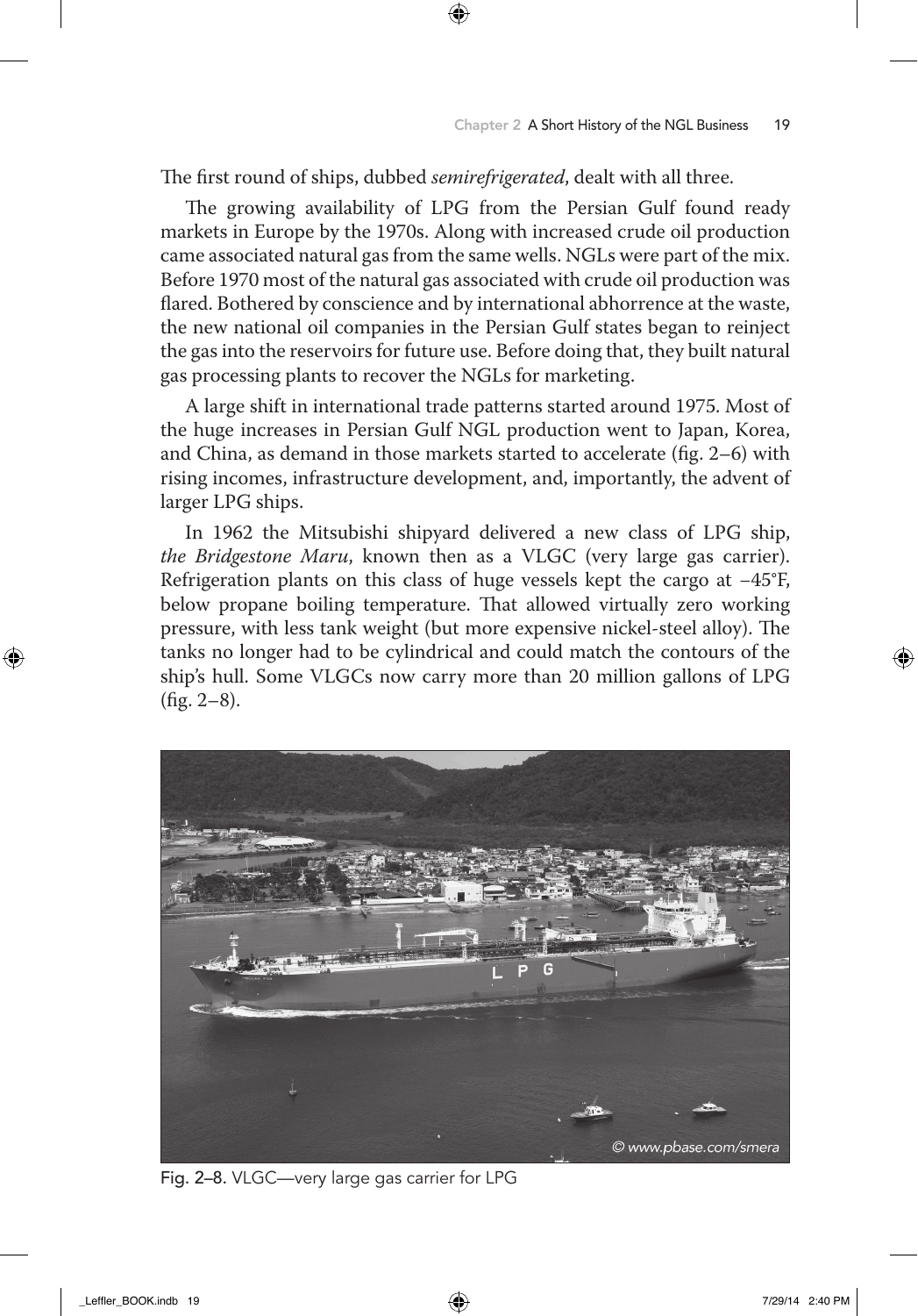The first round of ships, dubbed *semirefrigerated*, dealt with all three.

The growing availability of LPG from the Persian Gulf found ready markets in Europe by the 1970s. Along with increased crude oil production came associated natural gas from the same wells. NGLs were part of the mix. Before 1970 most of the natural gas associated with crude oil production was flared. Bothered by conscience and by international abhorrence at the waste, the new national oil companies in the Persian Gulf states began to reinject the gas into the reservoirs for future use. Before doing that, they built natural gas processing plants to recover the NGLs for marketing.

A large shift in international trade patterns started around 1975. Most of the huge increases in Persian Gulf NGL production went to Japan, Korea, and China, as demand in those markets started to accelerate (fig. 2–6) with rising incomes, infrastructure development, and, importantly, the advent of larger LPG ships.

In 1962 the Mitsubishi shipyard delivered a new class of LPG ship, *the Bridgestone Maru*, known then as a VLGC (very large gas carrier). Refrigeration plants on this class of huge vessels kept the cargo at –45°F, below propane boiling temperature. That allowed virtually zero working pressure, with less tank weight (but more expensive nickel-steel alloy). The tanks no longer had to be cylindrical and could match the contours of the ship's hull. Some VLGCs now carry more than 20 million gallons of LPG (fig. 2–8).

© www.pbase.com/smera

Fig. 2–8. VLGC—very large gas carrier for LPG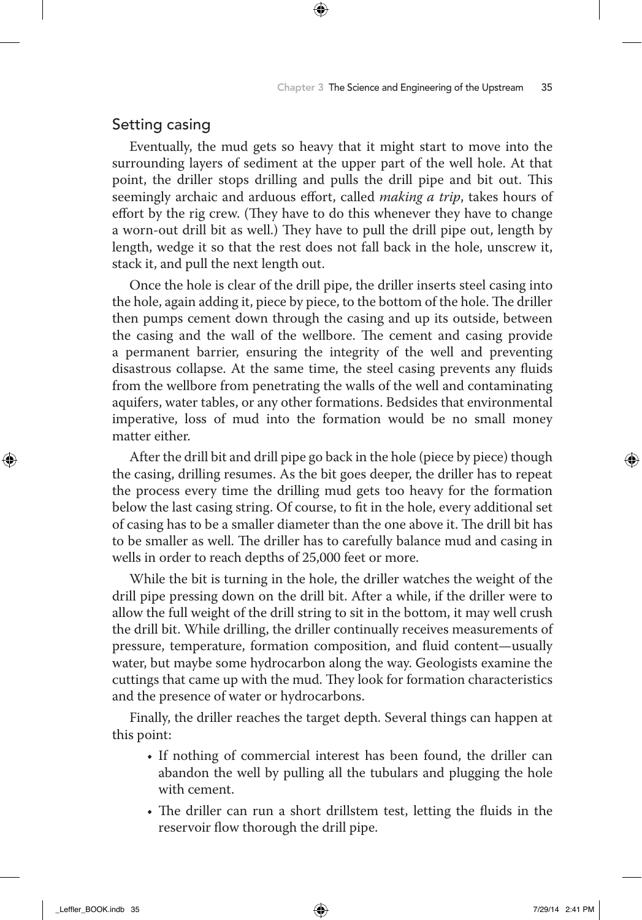## Setting casing

Eventually, the mud gets so heavy that it might start to move into the surrounding layers of sediment at the upper part of the well hole. At that point, the driller stops drilling and pulls the drill pipe and bit out. This seemingly archaic and arduous effort, called *making a trip*, takes hours of effort by the rig crew. (They have to do this whenever they have to change a worn-out drill bit as well.) They have to pull the drill pipe out, length by length, wedge it so that the rest does not fall back in the hole, unscrew it, stack it, and pull the next length out.

Once the hole is clear of the drill pipe, the driller inserts steel casing into the hole, again adding it, piece by piece, to the bottom of the hole. The driller then pumps cement down through the casing and up its outside, between the casing and the wall of the wellbore. The cement and casing provide a permanent barrier, ensuring the integrity of the well and preventing disastrous collapse. At the same time, the steel casing prevents any fluids from the wellbore from penetrating the walls of the well and contaminating aquifers, water tables, or any other formations. Bedsides that environmental imperative, loss of mud into the formation would be no small money matter either.

After the drill bit and drill pipe go back in the hole (piece by piece) though the casing, drilling resumes. As the bit goes deeper, the driller has to repeat the process every time the drilling mud gets too heavy for the formation below the last casing string. Of course, to fit in the hole, every additional set of casing has to be a smaller diameter than the one above it. The drill bit has to be smaller as well. The driller has to carefully balance mud and casing in wells in order to reach depths of 25,000 feet or more.

While the bit is turning in the hole, the driller watches the weight of the drill pipe pressing down on the drill bit. After a while, if the driller were to allow the full weight of the drill string to sit in the bottom, it may well crush the drill bit. While drilling, the driller continually receives measurements of pressure, temperature, formation composition, and fluid content—usually water, but maybe some hydrocarbon along the way. Geologists examine the cuttings that came up with the mud. They look for formation characteristics and the presence of water or hydrocarbons.

Finally, the driller reaches the target depth. Several things can happen at this point:

- If nothing of commercial interest has been found, the driller can abandon the well by pulling all the tubulars and plugging the hole with cement.
- The driller can run a short drillstem test, letting the fluids in the reservoir flow thorough the drill pipe.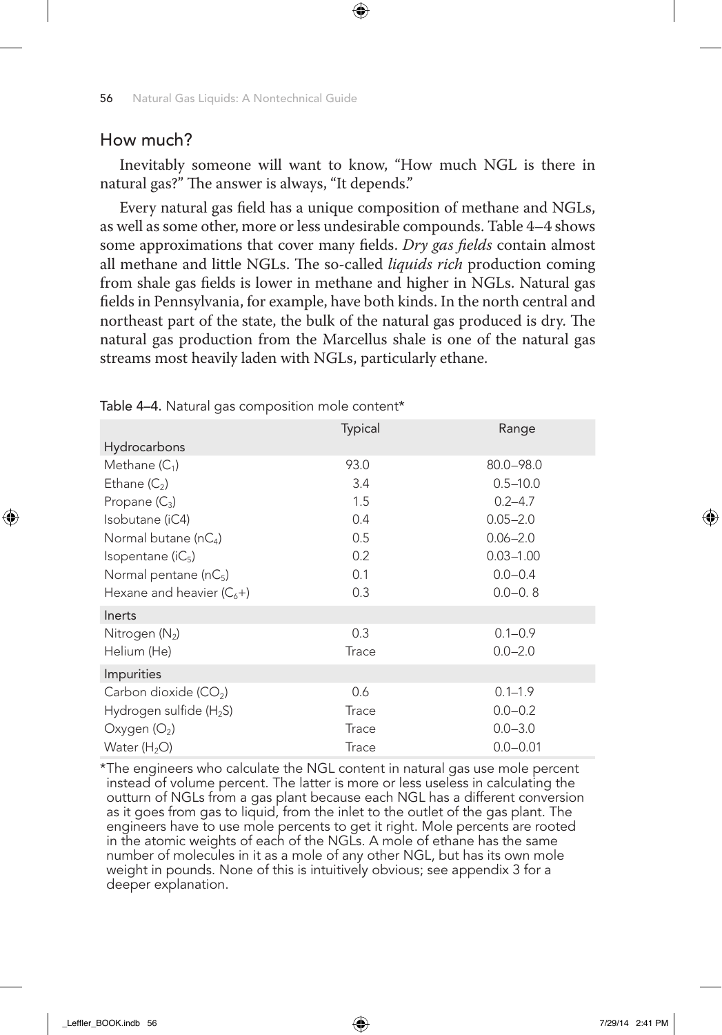## How much?

Inevitably someone will want to know, "How much NGL is there in natural gas?" The answer is always, "It depends."

Every natural gas field has a unique composition of methane and NGLs, as well as some other, more or less undesirable compounds. Table 4–4 shows some approximations that cover many fields. *Dry gas fields* contain almost all methane and little NGLs. The so-called *liquids rich* production coming from shale gas fields is lower in methane and higher in NGLs. Natural gas fields in Pennsylvania, for example, have both kinds. In the north central and northeast part of the state, the bulk of the natural gas produced is dry. The natural gas production from the Marcellus shale is one of the natural gas streams most heavily laden with NGLs, particularly ethane.

Table 4–4. Natural gas composition mole content*

| | Typical | Range |
|---|---|---|
| **Hydrocarbons** | | |
| Methane ($C_1$) | 93.0 | 80.0–98.0 |
| Ethane ($C_2$) | 3.4 | 0.5–10.0 |
| Propane ($C_3$) | 1.5 | 0.2–4.7 |
| Isobutane (iC4) | 0.4 | 0.05–2.0 |
| Normal butane ($nC_4$) | 0.5 | 0.06–2.0 |
| Isopentane ($iC_5$) | 0.2 | 0.03–1.00 |
| Normal pentane ($nC_5$) | 0.1 | 0.0–0.4 |
| Hexane and heavier ($C_6$+) | 0.3 | 0.0–0. 8 |
| **Inerts** | | |
| Nitrogen ($N_2$) | 0.3 | 0.1–0.9 |
| Helium (He) | Trace | 0.0–2.0 |
| **Impurities** | | |
| Carbon dioxide ($CO_2$) | 0.6 | 0.1–1.9 |
| Hydrogen sulfide ($H_2S$) | Trace | 0.0–0.2 |
| Oxygen ($O_2$) | Trace | 0.0–3.0 |
| Water ($H_2O$) | Trace | 0.0–0.01 |

*The engineers who calculate the NGL content in natural gas use mole percent instead of volume percent. The latter is more or less useless in calculating the outturn of NGLs from a gas plant because each NGL has a different conversion as it goes from gas to liquid, from the inlet to the outlet of the gas plant. The engineers have to use mole percents to get it right. Mole percents are rooted in the atomic weights of each of the NGLs. A mole of ethane has the same number of molecules in it as a mole of any other NGL, but has its own mole weight in pounds. None of this is intuitively obvious; see appendix 3 for a deeper explanation.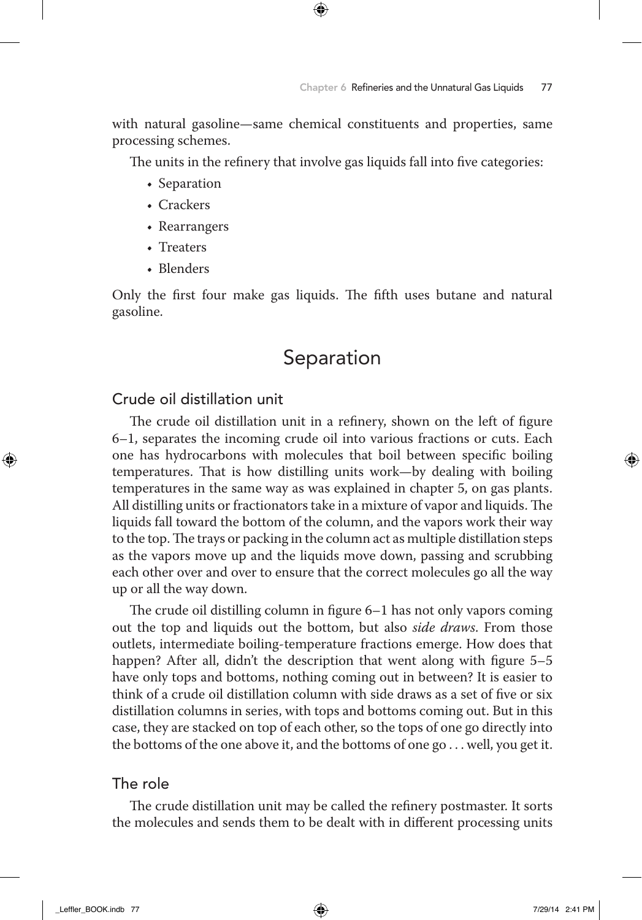with natural gasoline—same chemical constituents and properties, same processing schemes.

The units in the refinery that involve gas liquids fall into five categories:

- Separation
- Crackers
- Rearrangers
- Treaters
- Blenders

Only the first four make gas liquids. The fifth uses butane and natural gasoline.

# Separation

## Crude oil distillation unit

The crude oil distillation unit in a refinery, shown on the left of figure 6–1, separates the incoming crude oil into various fractions or cuts. Each one has hydrocarbons with molecules that boil between specific boiling temperatures. That is how distilling units work—by dealing with boiling temperatures in the same way as was explained in chapter 5, on gas plants. All distilling units or fractionators take in a mixture of vapor and liquids. The liquids fall toward the bottom of the column, and the vapors work their way to the top. The trays or packing in the column act as multiple distillation steps as the vapors move up and the liquids move down, passing and scrubbing each other over and over to ensure that the correct molecules go all the way up or all the way down.

The crude oil distilling column in figure 6–1 has not only vapors coming out the top and liquids out the bottom, but also *side draws*. From those outlets, intermediate boiling-temperature fractions emerge. How does that happen? After all, didn't the description that went along with figure 5–5 have only tops and bottoms, nothing coming out in between? It is easier to think of a crude oil distillation column with side draws as a set of five or six distillation columns in series, with tops and bottoms coming out. But in this case, they are stacked on top of each other, so the tops of one go directly into the bottoms of the one above it, and the bottoms of one go . . . well, you get it.

## The role

The crude distillation unit may be called the refinery postmaster. It sorts the molecules and sends them to be dealt with in different processing units